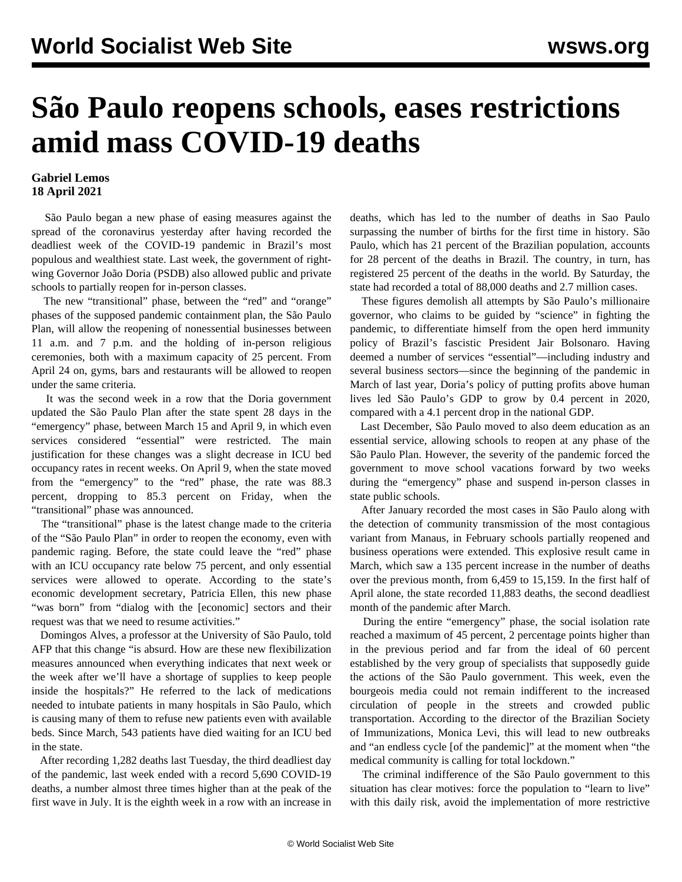# São Paulo reopens schools, eases restrictions amid mass COVID-19 deaths

**Gabriel Lemos**
**18 April 2021**

São Paulo began a new phase of easing measures against the spread of the coronavirus yesterday after having recorded the deadliest week of the COVID-19 pandemic in Brazil's most populous and wealthiest state. Last week, the government of right-wing Governor João Doria (PSDB) also allowed public and private schools to partially reopen for in-person classes.

The new "transitional" phase, between the "red" and "orange" phases of the supposed pandemic containment plan, the São Paulo Plan, will allow the reopening of nonessential businesses between 11 a.m. and 7 p.m. and the holding of in-person religious ceremonies, both with a maximum capacity of 25 percent. From April 24 on, gyms, bars and restaurants will be allowed to reopen under the same criteria.

It was the second week in a row that the Doria government updated the São Paulo Plan after the state spent 28 days in the "emergency" phase, between March 15 and April 9, in which even services considered "essential" were restricted. The main justification for these changes was a slight decrease in ICU bed occupancy rates in recent weeks. On April 9, when the state moved from the "emergency" to the "red" phase, the rate was 88.3 percent, dropping to 85.3 percent on Friday, when the "transitional" phase was announced.

The "transitional" phase is the latest change made to the criteria of the "São Paulo Plan" in order to reopen the economy, even with pandemic raging. Before, the state could leave the "red" phase with an ICU occupancy rate below 75 percent, and only essential services were allowed to operate. According to the state's economic development secretary, Patricia Ellen, this new phase "was born" from "dialog with the [economic] sectors and their request was that we need to resume activities."

Domingos Alves, a professor at the University of São Paulo, told AFP that this change "is absurd. How are these new flexibilization measures announced when everything indicates that next week or the week after we'll have a shortage of supplies to keep people inside the hospitals?" He referred to the lack of medications needed to intubate patients in many hospitals in São Paulo, which is causing many of them to refuse new patients even with available beds. Since March, 543 patients have died waiting for an ICU bed in the state.

After recording 1,282 deaths last Tuesday, the third deadliest day of the pandemic, last week ended with a record 5,690 COVID-19 deaths, a number almost three times higher than at the peak of the first wave in July. It is the eighth week in a row with an increase in deaths, which has led to the number of deaths in Sao Paulo surpassing the number of births for the first time in history. São Paulo, which has 21 percent of the Brazilian population, accounts for 28 percent of the deaths in Brazil. The country, in turn, has registered 25 percent of the deaths in the world. By Saturday, the state had recorded a total of 88,000 deaths and 2.7 million cases.

These figures demolish all attempts by São Paulo's millionaire governor, who claims to be guided by "science" in fighting the pandemic, to differentiate himself from the open herd immunity policy of Brazil's fascistic President Jair Bolsonaro. Having deemed a number of services "essential"—including industry and several business sectors—since the beginning of the pandemic in March of last year, Doria's policy of putting profits above human lives led São Paulo's GDP to grow by 0.4 percent in 2020, compared with a 4.1 percent drop in the national GDP.

Last December, São Paulo moved to also deem education as an essential service, allowing schools to reopen at any phase of the São Paulo Plan. However, the severity of the pandemic forced the government to move school vacations forward by two weeks during the "emergency" phase and suspend in-person classes in state public schools.

After January recorded the most cases in São Paulo along with the detection of community transmission of the most contagious variant from Manaus, in February schools partially reopened and business operations were extended. This explosive result came in March, which saw a 135 percent increase in the number of deaths over the previous month, from 6,459 to 15,159. In the first half of April alone, the state recorded 11,883 deaths, the second deadliest month of the pandemic after March.

During the entire "emergency" phase, the social isolation rate reached a maximum of 45 percent, 2 percentage points higher than in the previous period and far from the ideal of 60 percent established by the very group of specialists that supposedly guide the actions of the São Paulo government. This week, even the bourgeois media could not remain indifferent to the increased circulation of people in the streets and crowded public transportation. According to the director of the Brazilian Society of Immunizations, Monica Levi, this will lead to new outbreaks and "an endless cycle [of the pandemic]" at the moment when "the medical community is calling for total lockdown."

The criminal indifference of the São Paulo government to this situation has clear motives: force the population to "learn to live" with this daily risk, avoid the implementation of more restrictive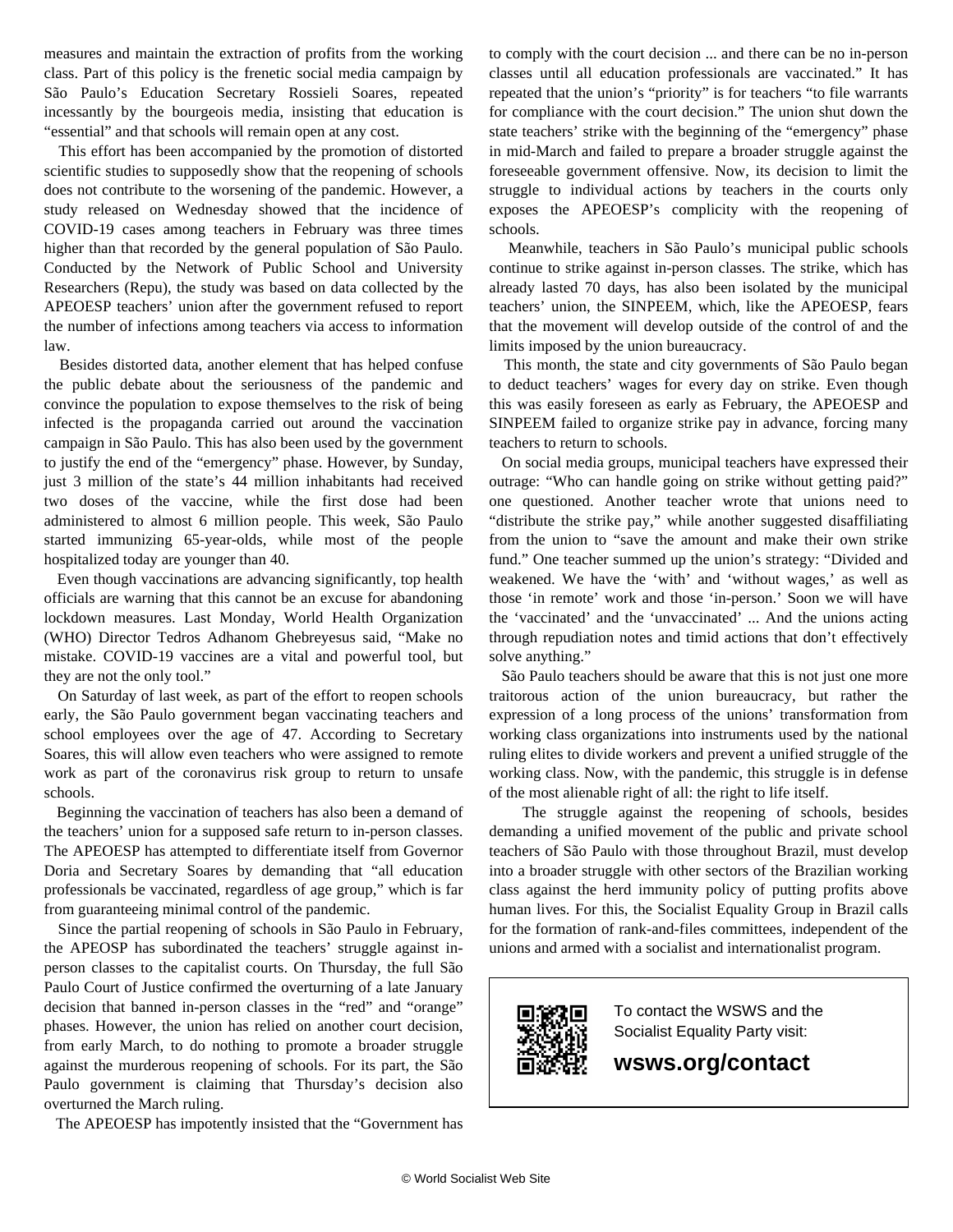measures and maintain the extraction of profits from the working class. Part of this policy is the frenetic social media campaign by São Paulo's Education Secretary Rossieli Soares, repeated incessantly by the bourgeois media, insisting that education is "essential" and that schools will remain open at any cost.

This effort has been accompanied by the promotion of distorted scientific studies to supposedly show that the reopening of schools does not contribute to the worsening of the pandemic. However, a study released on Wednesday showed that the incidence of COVID-19 cases among teachers in February was three times higher than that recorded by the general population of São Paulo. Conducted by the Network of Public School and University Researchers (Repu), the study was based on data collected by the APEOESP teachers' union after the government refused to report the number of infections among teachers via access to information law.

Besides distorted data, another element that has helped confuse the public debate about the seriousness of the pandemic and convince the population to expose themselves to the risk of being infected is the propaganda carried out around the vaccination campaign in São Paulo. This has also been used by the government to justify the end of the "emergency" phase. However, by Sunday, just 3 million of the state's 44 million inhabitants had received two doses of the vaccine, while the first dose had been administered to almost 6 million people. This week, São Paulo started immunizing 65-year-olds, while most of the people hospitalized today are younger than 40.

Even though vaccinations are advancing significantly, top health officials are warning that this cannot be an excuse for abandoning lockdown measures. Last Monday, World Health Organization (WHO) Director Tedros Adhanom Ghebreyesus said, "Make no mistake. COVID-19 vaccines are a vital and powerful tool, but they are not the only tool."

On Saturday of last week, as part of the effort to reopen schools early, the São Paulo government began vaccinating teachers and school employees over the age of 47. According to Secretary Soares, this will allow even teachers who were assigned to remote work as part of the coronavirus risk group to return to unsafe schools.

Beginning the vaccination of teachers has also been a demand of the teachers' union for a supposed safe return to in-person classes. The APEOESP has attempted to differentiate itself from Governor Doria and Secretary Soares by demanding that "all education professionals be vaccinated, regardless of age group," which is far from guaranteeing minimal control of the pandemic.

Since the partial reopening of schools in São Paulo in February, the APEOESP has subordinated the teachers' struggle against in-person classes to the capitalist courts. On Thursday, the full São Paulo Court of Justice confirmed the overturning of a late January decision that banned in-person classes in the "red" and "orange" phases. However, the union has relied on another court decision, from early March, to do nothing to promote a broader struggle against the murderous reopening of schools. For its part, the São Paulo government is claiming that Thursday's decision also overturned the March ruling.

The APEOESP has impotently insisted that the "Government has to comply with the court decision ... and there can be no in-person classes until all education professionals are vaccinated." It has repeated that the union's "priority" is for teachers "to file warrants for compliance with the court decision." The union shut down the state teachers' strike with the beginning of the "emergency" phase in mid-March and failed to prepare a broader struggle against the foreseeable government offensive. Now, its decision to limit the struggle to individual actions by teachers in the courts only exposes the APEOESP's complicity with the reopening of schools.

Meanwhile, teachers in São Paulo's municipal public schools continue to strike against in-person classes. The strike, which has already lasted 70 days, has also been isolated by the municipal teachers' union, the SINPEEM, which, like the APEOESP, fears that the movement will develop outside of the control of and the limits imposed by the union bureaucracy.

This month, the state and city governments of São Paulo began to deduct teachers' wages for every day on strike. Even though this was easily foreseen as early as February, the APEOESP and SINPEEM failed to organize strike pay in advance, forcing many teachers to return to schools.

On social media groups, municipal teachers have expressed their outrage: "Who can handle going on strike without getting paid?" one questioned. Another teacher wrote that unions need to "distribute the strike pay," while another suggested disaffiliating from the union to "save the amount and make their own strike fund." One teacher summed up the union's strategy: "Divided and weakened. We have the 'with' and 'without wages,' as well as those 'in remote' work and those 'in-person.' Soon we will have the 'vaccinated' and the 'unvaccinated' ... And the unions acting through repudiation notes and timid actions that don't effectively solve anything."

São Paulo teachers should be aware that this is not just one more traitorous action of the union bureaucracy, but rather the expression of a long process of the unions' transformation from working class organizations into instruments used by the national ruling elites to divide workers and prevent a unified struggle of the working class. Now, with the pandemic, this struggle is in defense of the most alienable right of all: the right to life itself.

The struggle against the reopening of schools, besides demanding a unified movement of the public and private school teachers of São Paulo with those throughout Brazil, must develop into a broader struggle with other sectors of the Brazilian working class against the herd immunity policy of putting profits above human lives. For this, the Socialist Equality Group in Brazil calls for the formation of rank-and-files committees, independent of the unions and armed with a socialist and internationalist program.

To contact the WSWS and the Socialist Equality Party visit:

**wsws.org/contact**